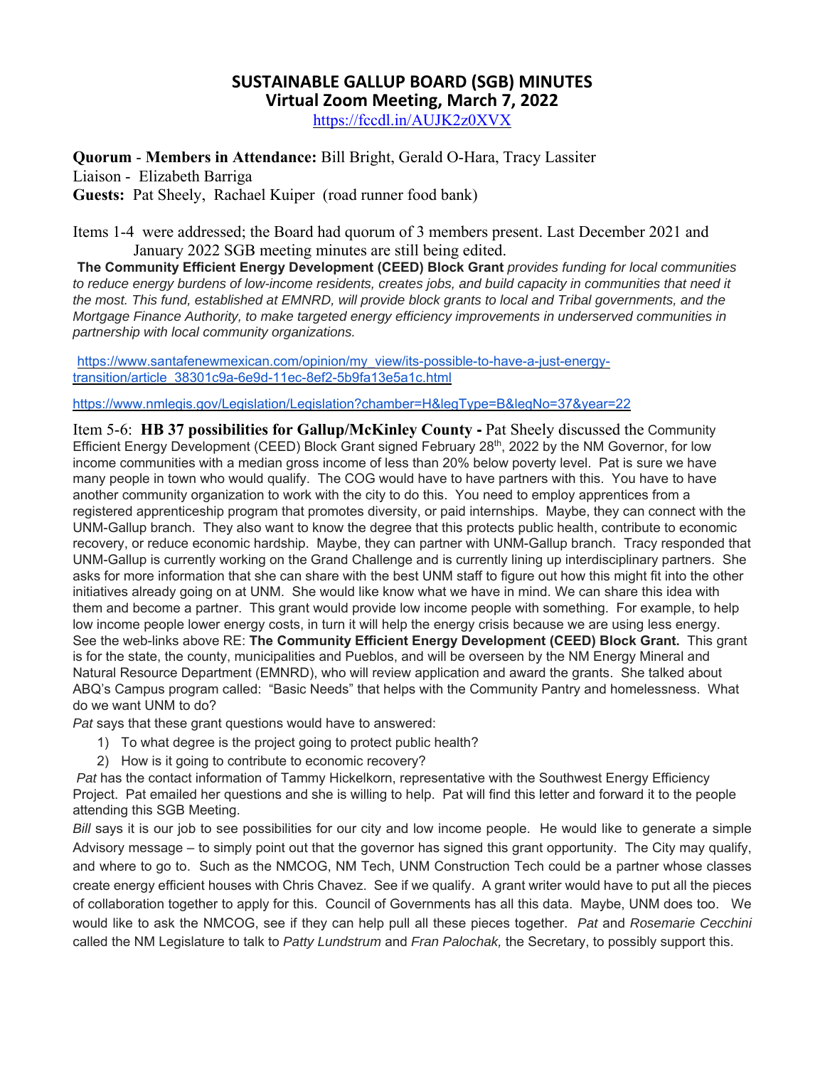# SUSTAINABLE GALLUP BOARD (SGB) MINUTES
## Virtual Zoom Meeting, March 7, 2022

https://fccdl.in/AUJK2z0XVX

**Quorum** - **Members in Attendance:** Bill Bright, Gerald O-Hara, Tracy Lassiter
Liaison - Elizabeth Barriga
**Guests:** Pat Sheely, Rachael Kuiper (road runner food bank)

Items 1-4 were addressed; the Board had quorum of 3 members present. Last December 2021 and January 2022 SGB meeting minutes are still being edited.

**The Community Efficient Energy Development (CEED) Block Grant** *provides funding for local communities to reduce energy burdens of low-income residents, creates jobs, and build capacity in communities that need it the most. This fund, established at EMNRD, will provide block grants to local and Tribal governments, and the Mortgage Finance Authority, to make targeted energy efficiency improvements in underserved communities in partnership with local community organizations.*

https://www.santafenewmexican.com/opinion/my_view/its-possible-to-have-a-just-energy-transition/article_38301c9a-6e9d-11ec-8ef2-5b9fa13e5a1c.html

https://www.nmlegis.gov/Legislation/Legislation?chamber=H&legType=B&legNo=37&year=22

Item 5-6: **HB 37 possibilities for Gallup/McKinley County -** Pat Sheely discussed the Community Efficient Energy Development (CEED) Block Grant signed February 28th, 2022 by the NM Governor, for low income communities with a median gross income of less than 20% below poverty level. Pat is sure we have many people in town who would qualify. The COG would have to have partners with this. You have to have another community organization to work with the city to do this. You need to employ apprentices from a registered apprenticeship program that promotes diversity, or paid internships. Maybe, they can connect with the UNM-Gallup branch. They also want to know the degree that this protects public health, contribute to economic recovery, or reduce economic hardship. Maybe, they can partner with UNM-Gallup branch. Tracy responded that UNM-Gallup is currently working on the Grand Challenge and is currently lining up interdisciplinary partners. She asks for more information that she can share with the best UNM staff to figure out how this might fit into the other initiatives already going on at UNM. She would like know what we have in mind. We can share this idea with them and become a partner. This grant would provide low income people with something. For example, to help low income people lower energy costs, in turn it will help the energy crisis because we are using less energy. See the web-links above RE: **The Community Efficient Energy Development (CEED) Block Grant.** This grant is for the state, the county, municipalities and Pueblos, and will be overseen by the NM Energy Mineral and Natural Resource Department (EMNRD), who will review application and award the grants. She talked about ABQ's Campus program called: "Basic Needs" that helps with the Community Pantry and homelessness. What do we want UNM to do?

*Pat* says that these grant questions would have to answered:

1) To what degree is the project going to protect public health?
2) How is it going to contribute to economic recovery?

*Pat* has the contact information of Tammy Hickelkorn, representative with the Southwest Energy Efficiency Project. Pat emailed her questions and she is willing to help. Pat will find this letter and forward it to the people attending this SGB Meeting.

*Bill* says it is our job to see possibilities for our city and low income people. He would like to generate a simple Advisory message – to simply point out that the governor has signed this grant opportunity. The City may qualify, and where to go to. Such as the NMCOG, NM Tech, UNM Construction Tech could be a partner whose classes create energy efficient houses with Chris Chavez. See if we qualify. A grant writer would have to put all the pieces of collaboration together to apply for this. Council of Governments has all this data. Maybe, UNM does too. We would like to ask the NMCOG, see if they can help pull all these pieces together. *Pat* and *Rosemarie Cecchini* called the NM Legislature to talk to *Patty Lundstrum* and *Fran Palochak,* the Secretary, to possibly support this.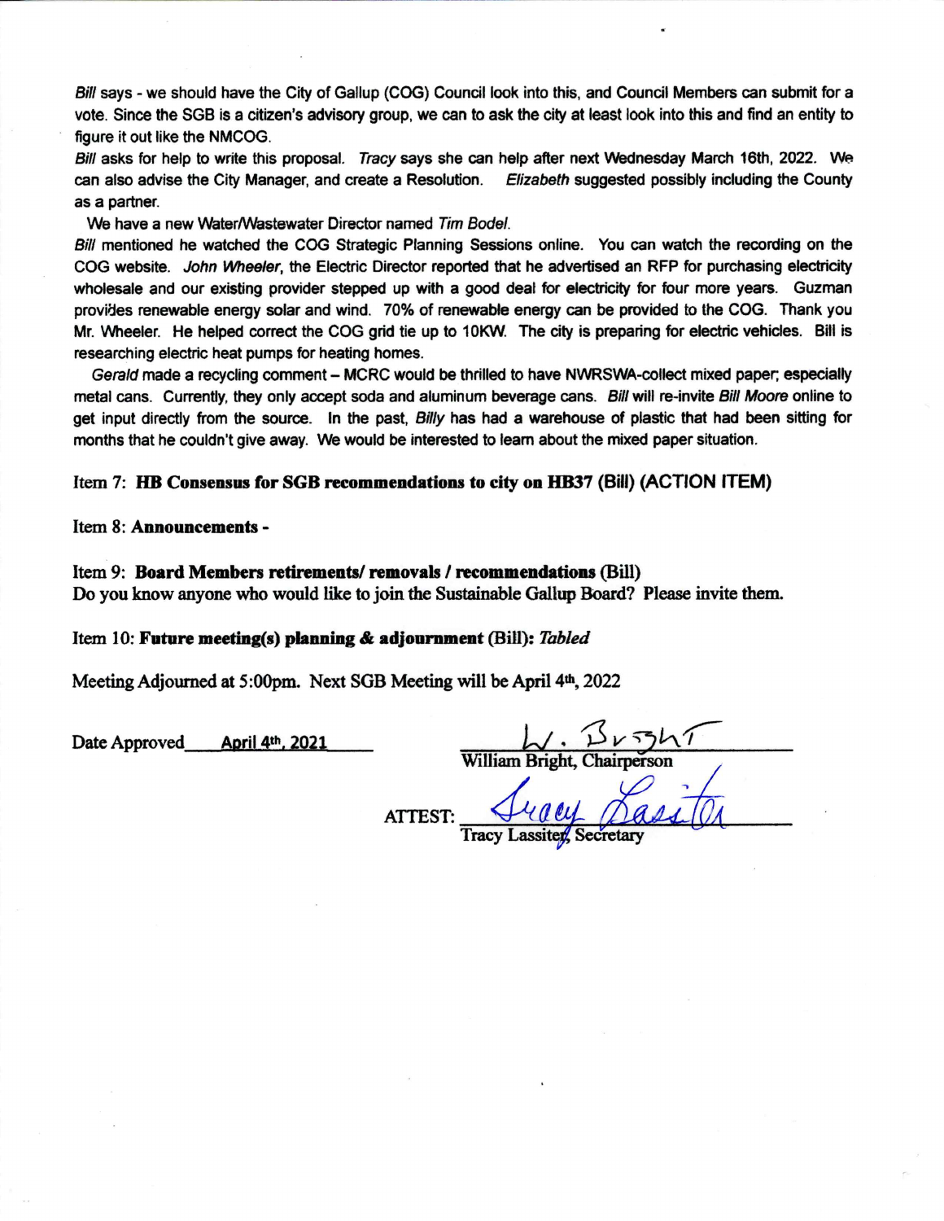*Bill* says - we should have the City of Gallup (COG) Council look into this, and Council Members can submit for a vote. Since the SGB is a citizen's advisory group, we can to ask the city at least look into this and find an entity to figure it out like the NMCOG.

*Bill* asks for help to write this proposal. *Tracy* says she can help after next Wednesday March 16th, 2022. We can also advise the City Manager, and create a Resolution. *Elizabeth* suggested possibly including the County as a partner.

We have a new Water/Wastewater Director named *Tim Bodel*.

*Bill* mentioned he watched the COG Strategic Planning Sessions online. You can watch the recording on the COG website. *John Wheeler*, the Electric Director reported that he advertised an RFP for purchasing electricity wholesale and our existing provider stepped up with a good deal for electricity for four more years. Guzman provides renewable energy solar and wind. 70% of renewable energy can be provided to the COG. Thank you Mr. Wheeler. He helped correct the COG grid tie up to 10KW. The city is preparing for electric vehicles. Bill is researching electric heat pumps for heating homes.

*Gerald* made a recycling comment – MCRC would be thrilled to have NWRSWA-collect mixed paper; especially metal cans. Currently, they only accept soda and aluminum beverage cans. *Bill* will re-invite *Bill Moore* online to get input directly from the source. In the past, *Billy* has had a warehouse of plastic that had been sitting for months that he couldn't give away. We would be interested to learn about the mixed paper situation.

Item 7: **HB Consensus for SGB recommendations to city on HB37** (Bill) **(ACTION ITEM)**

Item 8: **Announcements -**

Item 9: **Board Members retirements/ removals / recommendations** (Bill)
Do you know anyone who would like to join the Sustainable Gallup Board? Please invite them.

Item 10: **Future meeting(s) planning & adjournment** (Bill): *Tabled*

Meeting Adjourned at 5:00pm. Next SGB Meeting will be April 4th, 2022

Date Approved April 4th, 2021

W. Bright
William Bright, Chairperson

ATTEST: Tracy Lassiter
Tracy Lassiter, Secretary